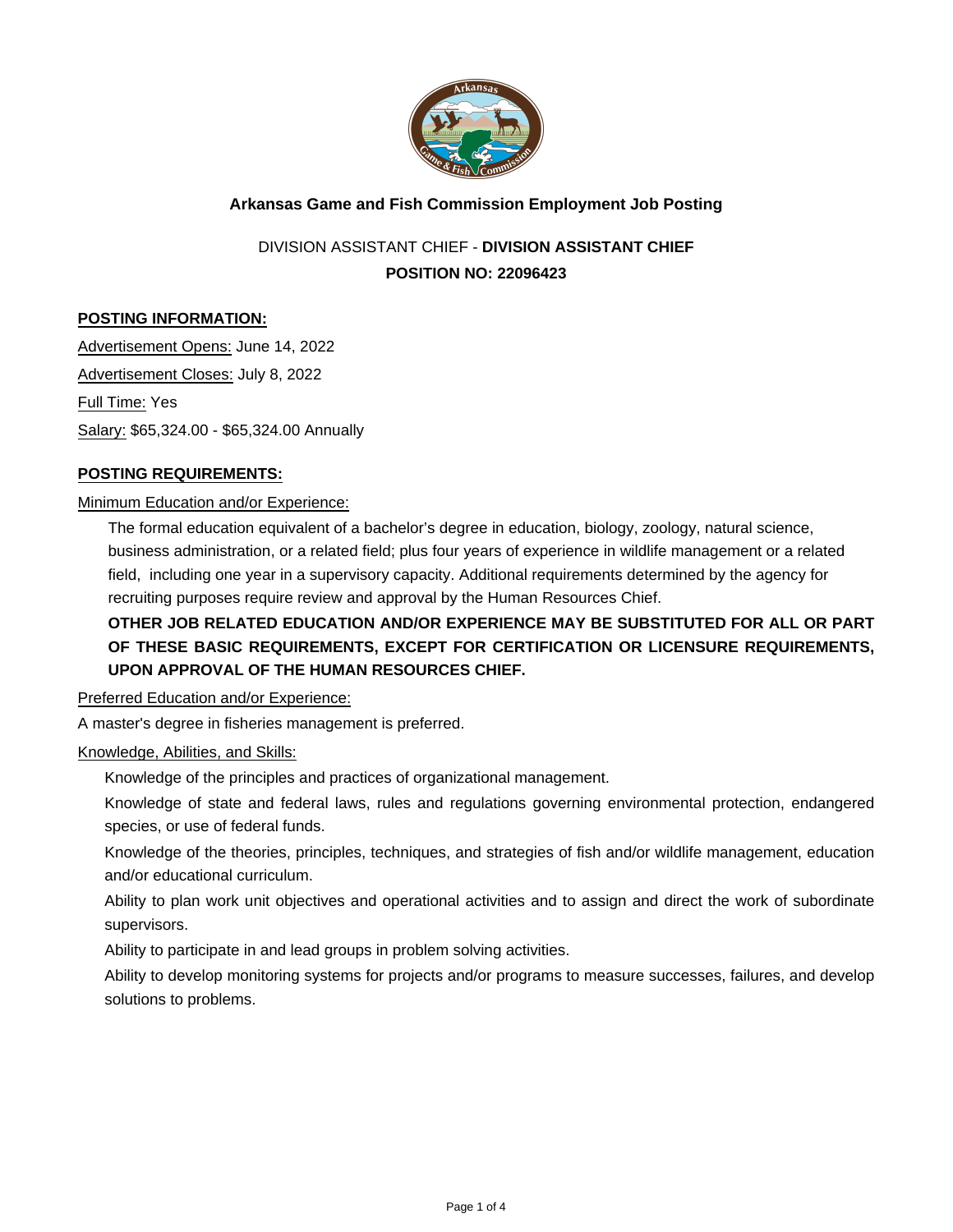## Arkansas Game and Fish Commission Employment Job Posting

DIVISION ASSISTANT CHIEF - **DIVISION ASSISTANT CHIEF**

**POSITION NO: 22096423**

### POSTING INFORMATION:

Advertisement Opens: June 14, 2022

Advertisement Closes: July 8, 2022

Full Time: Yes

Salary: $65,324.00 - $65,324.00 Annually

### POSTING REQUIREMENTS:

Minimum Education and/or Experience:

The formal education equivalent of a bachelor's degree in education, biology, zoology, natural science, business administration, or a related field; plus four years of experience in wildlife management or a related field, including one year in a supervisory capacity. Additional requirements determined by the agency for recruiting purposes require review and approval by the Human Resources Chief.

**OTHER JOB RELATED EDUCATION AND/OR EXPERIENCE MAY BE SUBSTITUTED FOR ALL OR PART OF THESE BASIC REQUIREMENTS, EXCEPT FOR CERTIFICATION OR LICENSURE REQUIREMENTS, UPON APPROVAL OF THE HUMAN RESOURCES CHIEF.**

Preferred Education and/or Experience:

A master's degree in fisheries management is preferred.

Knowledge, Abilities, and Skills:

Knowledge of the principles and practices of organizational management.

Knowledge of state and federal laws, rules and regulations governing environmental protection, endangered species, or use of federal funds.

Knowledge of the theories, principles, techniques, and strategies of fish and/or wildlife management, education and/or educational curriculum.

Ability to plan work unit objectives and operational activities and to assign and direct the work of subordinate supervisors.

Ability to participate in and lead groups in problem solving activities.

Ability to develop monitoring systems for projects and/or programs to measure successes, failures, and develop solutions to problems.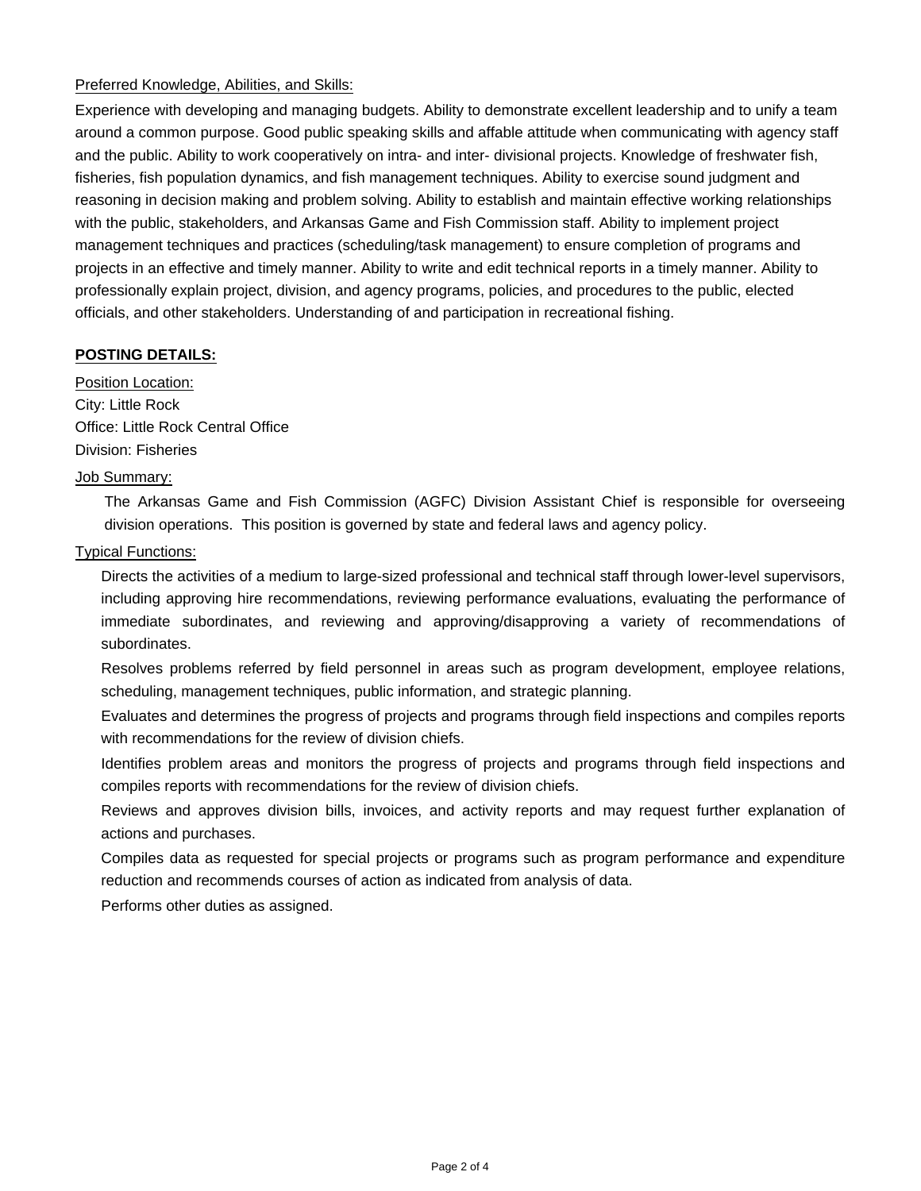Preferred Knowledge, Abilities, and Skills:

Experience with developing and managing budgets. Ability to demonstrate excellent leadership and to unify a team around a common purpose. Good public speaking skills and affable attitude when communicating with agency staff and the public. Ability to work cooperatively on intra- and inter- divisional projects. Knowledge of freshwater fish, fisheries, fish population dynamics, and fish management techniques. Ability to exercise sound judgment and reasoning in decision making and problem solving. Ability to establish and maintain effective working relationships with the public, stakeholders, and Arkansas Game and Fish Commission staff. Ability to implement project management techniques and practices (scheduling/task management) to ensure completion of programs and projects in an effective and timely manner. Ability to write and edit technical reports in a timely manner. Ability to professionally explain project, division, and agency programs, policies, and procedures to the public, elected officials, and other stakeholders. Understanding of and participation in recreational fishing.

**POSTING DETAILS:**

Position Location:

City: Little Rock

Office: Little Rock Central Office

Division: Fisheries

Job Summary:

The Arkansas Game and Fish Commission (AGFC) Division Assistant Chief is responsible for overseeing division operations. This position is governed by state and federal laws and agency policy.

Typical Functions:

Directs the activities of a medium to large-sized professional and technical staff through lower-level supervisors, including approving hire recommendations, reviewing performance evaluations, evaluating the performance of immediate subordinates, and reviewing and approving/disapproving a variety of recommendations of subordinates.

Resolves problems referred by field personnel in areas such as program development, employee relations, scheduling, management techniques, public information, and strategic planning.

Evaluates and determines the progress of projects and programs through field inspections and compiles reports with recommendations for the review of division chiefs.

Identifies problem areas and monitors the progress of projects and programs through field inspections and compiles reports with recommendations for the review of division chiefs.

Reviews and approves division bills, invoices, and activity reports and may request further explanation of actions and purchases.

Compiles data as requested for special projects or programs such as program performance and expenditure reduction and recommends courses of action as indicated from analysis of data.

Performs other duties as assigned.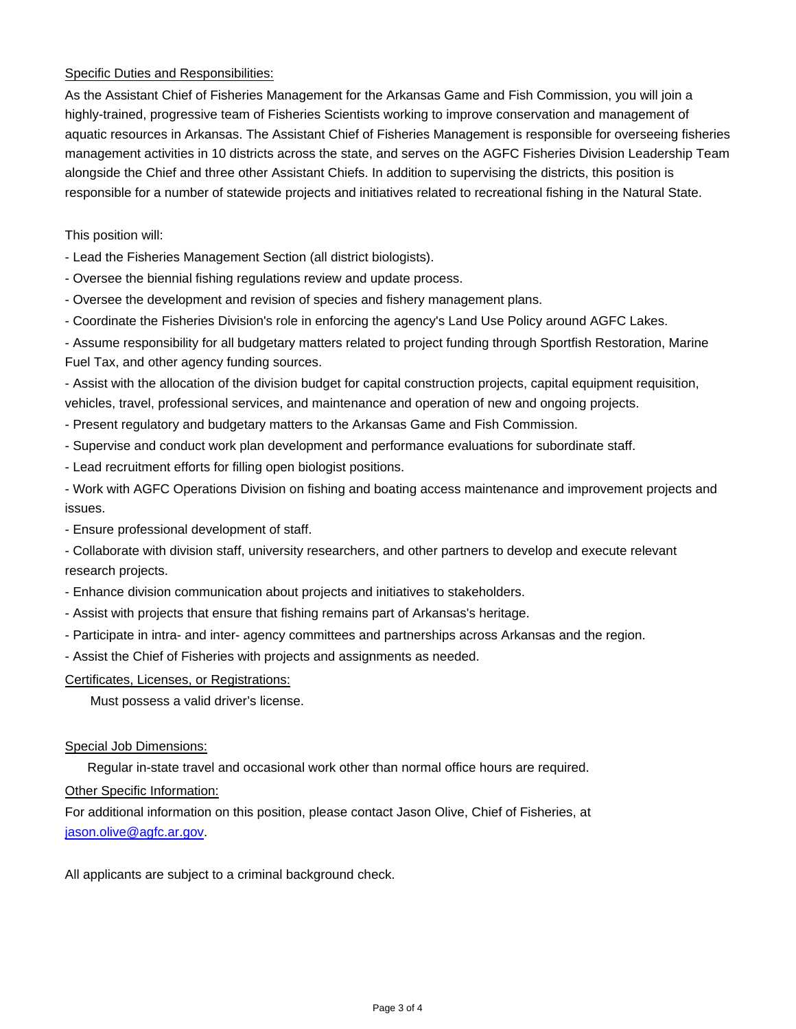Specific Duties and Responsibilities:

As the Assistant Chief of Fisheries Management for the Arkansas Game and Fish Commission, you will join a highly-trained, progressive team of Fisheries Scientists working to improve conservation and management of aquatic resources in Arkansas. The Assistant Chief of Fisheries Management is responsible for overseeing fisheries management activities in 10 districts across the state, and serves on the AGFC Fisheries Division Leadership Team alongside the Chief and three other Assistant Chiefs. In addition to supervising the districts, this position is responsible for a number of statewide projects and initiatives related to recreational fishing in the Natural State.

This position will:

- Lead the Fisheries Management Section (all district biologists).
- Oversee the biennial fishing regulations review and update process.
- Oversee the development and revision of species and fishery management plans.
- Coordinate the Fisheries Division's role in enforcing the agency's Land Use Policy around AGFC Lakes.
- Assume responsibility for all budgetary matters related to project funding through Sportfish Restoration, Marine Fuel Tax, and other agency funding sources.
- Assist with the allocation of the division budget for capital construction projects, capital equipment requisition, vehicles, travel, professional services, and maintenance and operation of new and ongoing projects.
- Present regulatory and budgetary matters to the Arkansas Game and Fish Commission.
- Supervise and conduct work plan development and performance evaluations for subordinate staff.
- Lead recruitment efforts for filling open biologist positions.
- Work with AGFC Operations Division on fishing and boating access maintenance and improvement projects and issues.
- Ensure professional development of staff.
- Collaborate with division staff, university researchers, and other partners to develop and execute relevant research projects.
- Enhance division communication about projects and initiatives to stakeholders.
- Assist with projects that ensure that fishing remains part of Arkansas's heritage.
- Participate in intra- and inter- agency committees and partnerships across Arkansas and the region.
- Assist the Chief of Fisheries with projects and assignments as needed.

Certificates, Licenses, or Registrations:

Must possess a valid driver's license.

Special Job Dimensions:

Regular in-state travel and occasional work other than normal office hours are required.

Other Specific Information:

For additional information on this position, please contact Jason Olive, Chief of Fisheries, at jason.olive@agfc.ar.gov.

All applicants are subject to a criminal background check.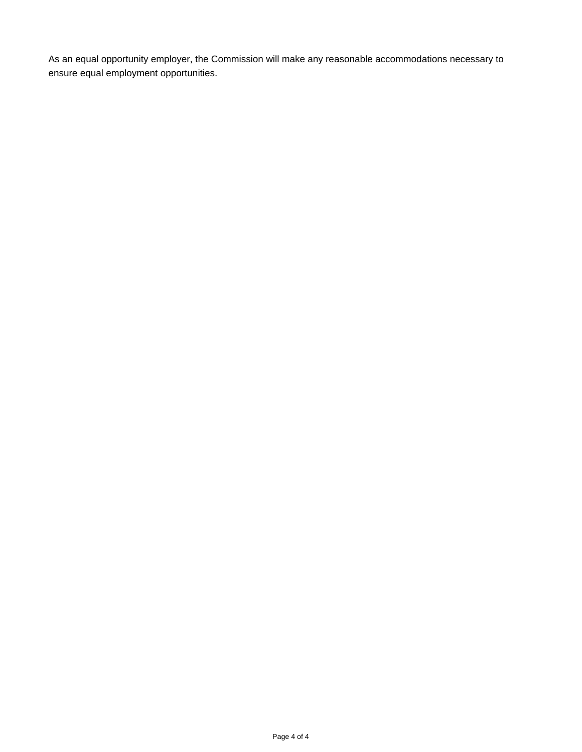As an equal opportunity employer, the Commission will make any reasonable accommodations necessary to ensure equal employment opportunities.